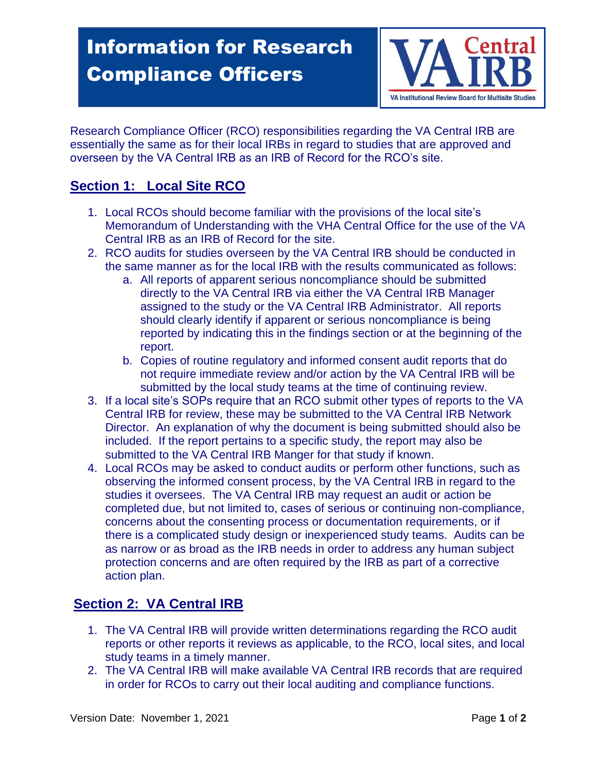# Information for Research Compliance Officers

VA Central IRB
VA Institutional Review Board for Multisite Studies

Research Compliance Officer (RCO) responsibilities regarding the VA Central IRB are essentially the same as for their local IRBs in regard to studies that are approved and overseen by the VA Central IRB as an IRB of Record for the RCO's site.

## Section 1: Local Site RCO

1. Local RCOs should become familiar with the provisions of the local site's Memorandum of Understanding with the VHA Central Office for the use of the VA Central IRB as an IRB of Record for the site.
2. RCO audits for studies overseen by the VA Central IRB should be conducted in the same manner as for the local IRB with the results communicated as follows:
   a. All reports of apparent serious noncompliance should be submitted directly to the VA Central IRB via either the VA Central IRB Manager assigned to the study or the VA Central IRB Administrator. All reports should clearly identify if apparent or serious noncompliance is being reported by indicating this in the findings section or at the beginning of the report.
   b. Copies of routine regulatory and informed consent audit reports that do not require immediate review and/or action by the VA Central IRB will be submitted by the local study teams at the time of continuing review.
3. If a local site's SOPs require that an RCO submit other types of reports to the VA Central IRB for review, these may be submitted to the VA Central IRB Network Director. An explanation of why the document is being submitted should also be included. If the report pertains to a specific study, the report may also be submitted to the VA Central IRB Manger for that study if known.
4. Local RCOs may be asked to conduct audits or perform other functions, such as observing the informed consent process, by the VA Central IRB in regard to the studies it oversees. The VA Central IRB may request an audit or action be completed due, but not limited to, cases of serious or continuing non-compliance, concerns about the consenting process or documentation requirements, or if there is a complicated study design or inexperienced study teams. Audits can be as narrow or as broad as the IRB needs in order to address any human subject protection concerns and are often required by the IRB as part of a corrective action plan.

## Section 2: VA Central IRB

1. The VA Central IRB will provide written determinations regarding the RCO audit reports or other reports it reviews as applicable, to the RCO, local sites, and local study teams in a timely manner.
2. The VA Central IRB will make available VA Central IRB records that are required in order for RCOs to carry out their local auditing and compliance functions.

Version Date: November 1, 2021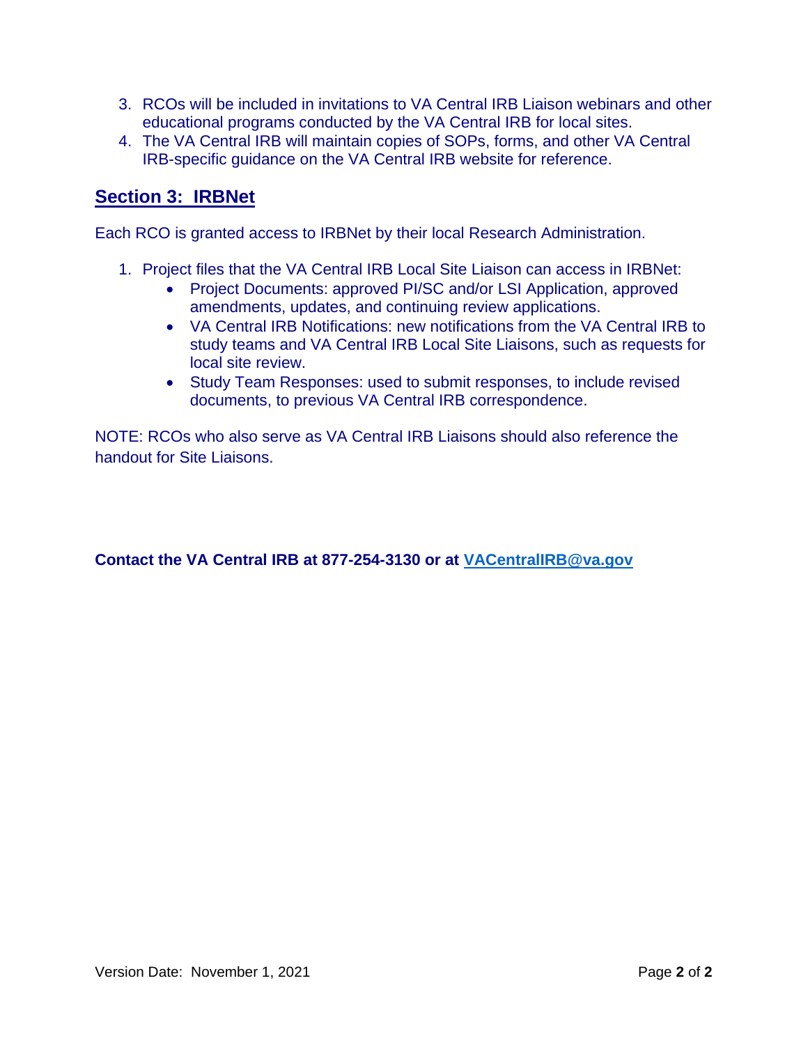3. RCOs will be included in invitations to VA Central IRB Liaison webinars and other educational programs conducted by the VA Central IRB for local sites.
4. The VA Central IRB will maintain copies of SOPs, forms, and other VA Central IRB-specific guidance on the VA Central IRB website for reference.

## Section 3: IRBNet

Each RCO is granted access to IRBNet by their local Research Administration.

1. Project files that the VA Central IRB Local Site Liaison can access in IRBNet:
    - Project Documents: approved PI/SC and/or LSI Application, approved amendments, updates, and continuing review applications.
    - VA Central IRB Notifications: new notifications from the VA Central IRB to study teams and VA Central IRB Local Site Liaisons, such as requests for local site review.
    - Study Team Responses: used to submit responses, to include revised documents, to previous VA Central IRB correspondence.

NOTE: RCOs who also serve as VA Central IRB Liaisons should also reference the handout for Site Liaisons.

**Contact the VA Central IRB at 877-254-3130 or at VACentralIRB@va.gov**

Version Date: November 1, 2021